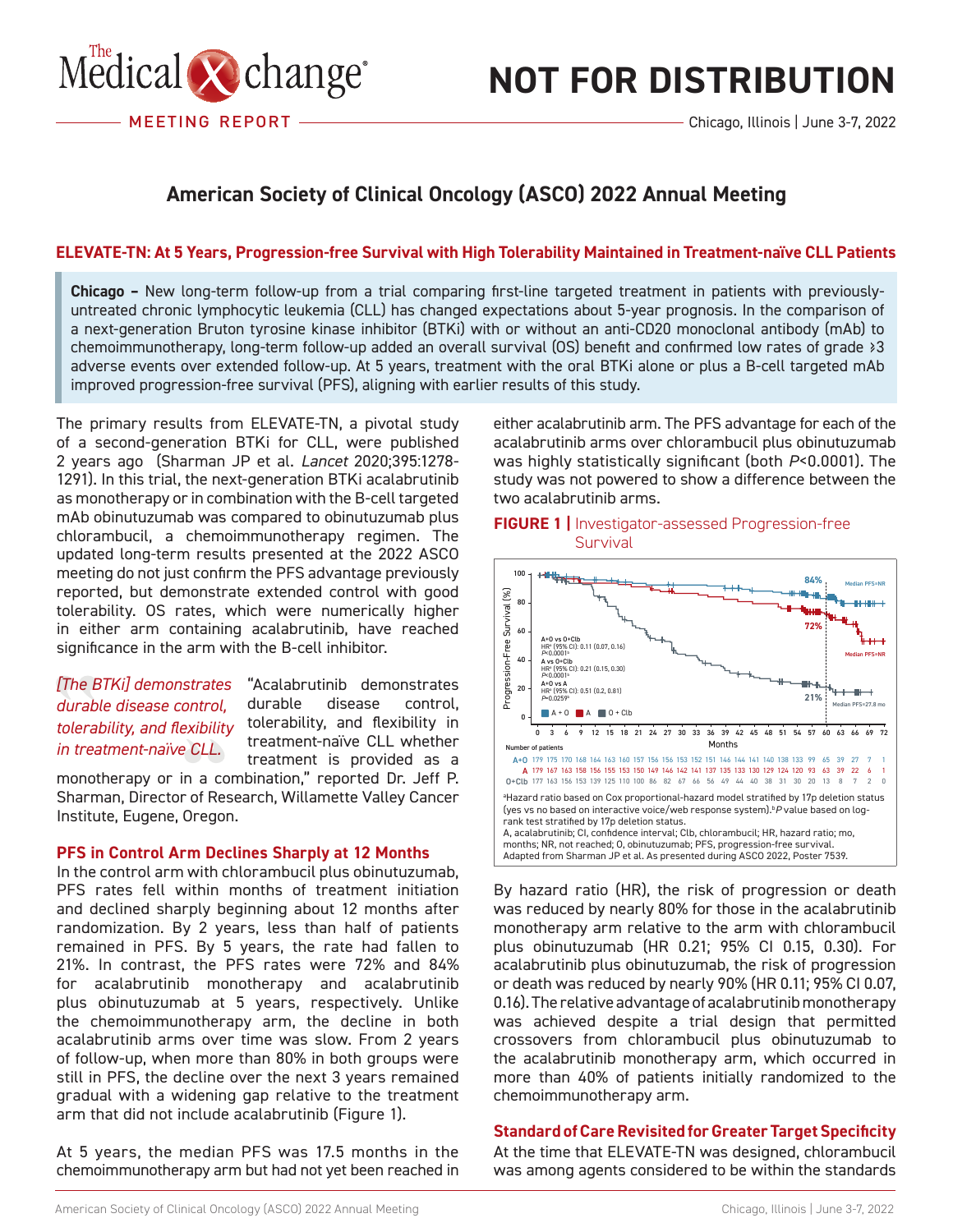# The Medical Xchange

MEETING REPORT

**NOT FOR DISTRIBUTION**

Chicago, Illinois | June 3-7, 2022

## American Society of Clinical Oncology (ASCO) 2022 Annual Meeting

### ELEVATE-TN: At 5 Years, Progression-free Survival with High Tolerability Maintained in Treatment-naïve CLL Patients

**Chicago –** New long-term follow-up from a trial comparing first-line targeted treatment in patients with previously-untreated chronic lymphocytic leukemia (CLL) has changed expectations about 5-year prognosis. In the comparison of a next-generation Bruton tyrosine kinase inhibitor (BTKi) with or without an anti-CD20 monoclonal antibody (mAb) to chemoimmunotherapy, long-term follow-up added an overall survival (OS) benefit and confirmed low rates of grade ≥3 adverse events over extended follow-up. At 5 years, treatment with the oral BTKi alone or plus a B-cell targeted mAb improved progression-free survival (PFS), aligning with earlier results of this study.

The primary results from ELEVATE-TN, a pivotal study of a second-generation BTKi for CLL, were published 2 years ago (Sharman JP et al. *Lancet* 2020;395:1278-1291). In this trial, the next-generation BTKi acalabrutinib as monotherapy or in combination with the B-cell targeted mAb obinutuzumab was compared to obinutuzumab plus chlorambucil, a chemoimmunotherapy regimen. The updated long-term results presented at the 2022 ASCO meeting do not just confirm the PFS advantage previously reported, but demonstrate extended control with good tolerability. OS rates, which were numerically higher in either arm containing acalabrutinib, have reached significance in the arm with the B-cell inhibitor.

> *[The BTKi] demonstrates durable disease control, tolerability, and flexibility in treatment-naïve CLL.*

"Acalabrutinib demonstrates durable disease control, tolerability, and flexibility in treatment-naïve CLL whether treatment is provided as a monotherapy or in a combination," reported Dr. Jeff P. Sharman, Director of Research, Willamette Valley Cancer Institute, Eugene, Oregon.

### PFS in Control Arm Declines Sharply at 12 Months

In the control arm with chlorambucil plus obinutuzumab, PFS rates fell within months of treatment initiation and declined sharply beginning about 12 months after randomization. By 2 years, less than half of patients remained in PFS. By 5 years, the rate had fallen to 21%. In contrast, the PFS rates were 72% and 84% for acalabrutinib monotherapy and acalabrutinib plus obinutuzumab at 5 years, respectively. Unlike the chemoimmunotherapy arm, the decline in both acalabrutinib arms over time was slow. From 2 years of follow-up, when more than 80% in both groups were still in PFS, the decline over the next 3 years remained gradual with a widening gap relative to the treatment arm that did not include acalabrutinib (Figure 1).

At 5 years, the median PFS was 17.5 months in the chemoimmunotherapy arm but had not yet been reached in either acalabrutinib arm. The PFS advantage for each of the acalabrutinib arms over chlorambucil plus obinutuzumab was highly statistically significant (both $P$<0.0001). The study was not powered to show a difference between the two acalabrutinib arms.

**FIGURE 1 |** Investigator-assessed Progression-free Survival

Progression-Free Survival (%) vs Months (0–72). A+O: 84%, Median PFS=NR; A: 72%, Median PFS=NR; O+Clb: 21%, Median PFS=27.8 mo.

A+O vs O+Clb: HR[a] (95% CI): 0.11 (0.07, 0.16), $P$<0.0001[b]
A vs O+Clb: HR[a] (95% CI): 0.21 (0.15, 0.30), $P$<0.0001[b]
A+O vs A: HR[a] (95% CI): 0.51 (0.2, 0.81), $P$=0.0259[b]

Number of patients

| Months | 0 | 3 | 6 | 9 | 12 | 15 | 18 | 21 | 24 | 27 | 30 | 33 | 36 | 39 | 42 | 45 | 48 | 51 | 54 | 57 | 60 | 63 | 66 | 69 | 72 |
|---|---|---|---|---|---|---|---|---|---|---|---|---|---|---|---|---|---|---|---|---|---|---|---|---|---|
| A+O | 179 | 175 | 170 | 168 | 164 | 163 | 160 | 157 | 156 | 156 | 153 | 152 | 151 | 146 | 144 | 141 | 140 | 138 | 133 | 99 | 65 | 39 | 27 | 7 | 1 |
| A | 179 | 167 | 163 | 158 | 156 | 155 | 153 | 150 | 149 | 146 | 142 | 141 | 137 | 135 | 133 | 130 | 129 | 124 | 120 | 93 | 63 | 39 | 22 | 6 | 1 |
| O+Clb | 177 | 163 | 156 | 153 | 139 | 125 | 110 | 100 | 86 | 82 | 67 | 66 | 56 | 49 | 44 | 40 | 38 | 31 | 30 | 20 | 13 | 8 | 7 | 2 | 0 |

[a]Hazard ratio based on Cox proportional-hazard model stratified by 17p deletion status (yes vs no based on interactive voice/web response system). [b]$P$ value based on log-rank test stratified by 17p deletion status.
A, acalabrutinib; CI, confidence interval; Clb, chlorambucil; HR, hazard ratio; mo, months; NR, not reached; O, obinutuzumab; PFS, progression-free survival.
Adapted from Sharman JP et al. As presented during ASCO 2022, Poster 7539.

By hazard ratio (HR), the risk of progression or death was reduced by nearly 80% for those in the acalabrutinib monotherapy arm relative to the arm with chlorambucil plus obinutuzumab (HR 0.21; 95% CI 0.15, 0.30). For acalabrutinib plus obinutuzumab, the risk of progression or death was reduced by nearly 90% (HR 0.11; 95% CI 0.07, 0.16). The relative advantage of acalabrutinib monotherapy was achieved despite a trial design that permitted crossovers from chlorambucil plus obinutuzumab to the acalabrutinib monotherapy arm, which occurred in more than 40% of patients initially randomized to the chemoimmunotherapy arm.

### Standard of Care Revisited for Greater Target Specificity

At the time that ELEVATE-TN was designed, chlorambucil was among agents considered to be within the standards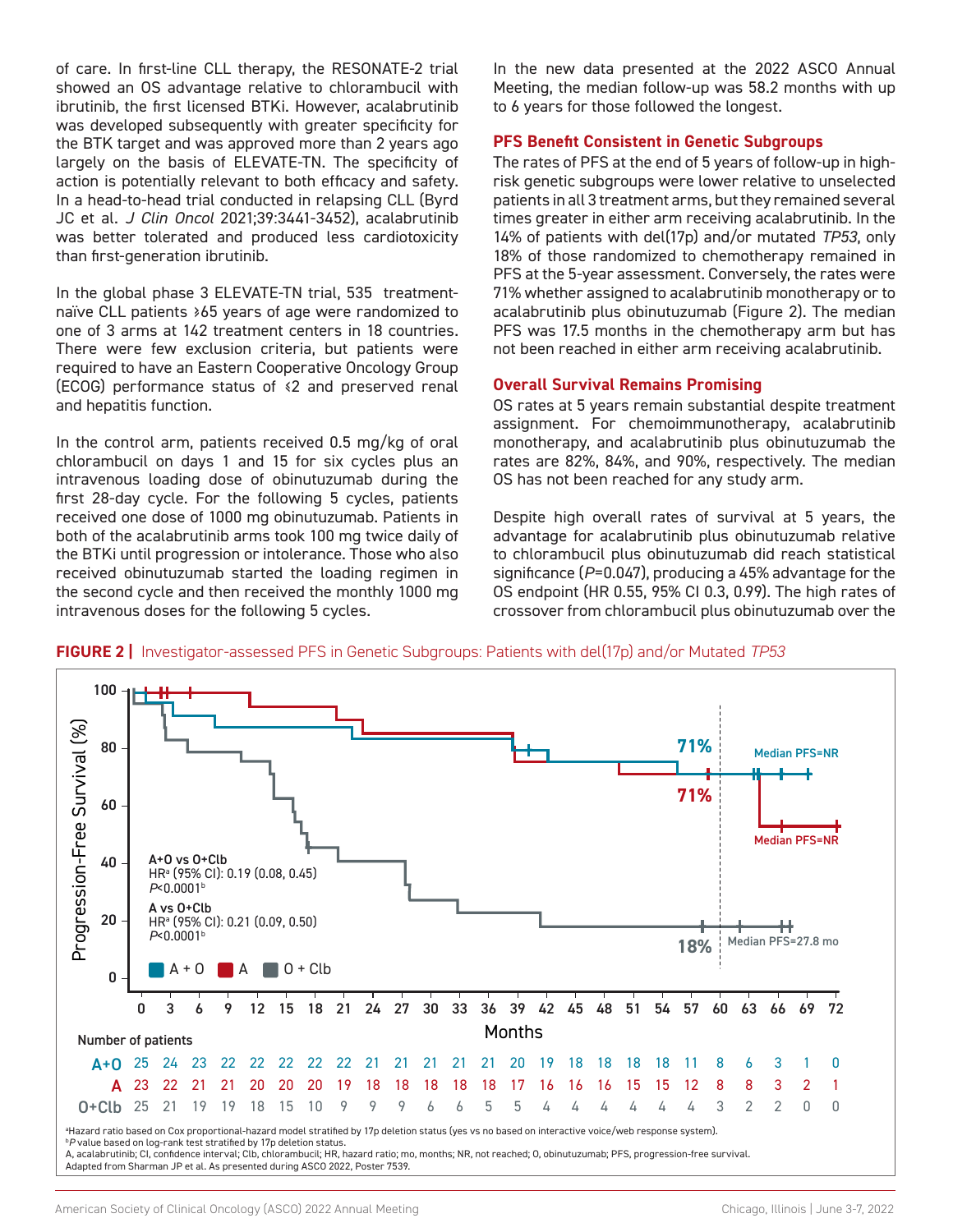of care. In first-line CLL therapy, the RESONATE-2 trial showed an OS advantage relative to chlorambucil with ibrutinib, the first licensed BTKi. However, acalabrutinib was developed subsequently with greater specificity for the BTK target and was approved more than 2 years ago largely on the basis of ELEVATE-TN. The specificity of action is potentially relevant to both efficacy and safety. In a head-to-head trial conducted in relapsing CLL (Byrd JC et al. *J Clin Oncol* 2021;39:3441-3452), acalabrutinib was better tolerated and produced less cardiotoxicity than first-generation ibrutinib.

In the global phase 3 ELEVATE-TN trial, 535 treatment-naïve CLL patients ≥65 years of age were randomized to one of 3 arms at 142 treatment centers in 18 countries. There were few exclusion criteria, but patients were required to have an Eastern Cooperative Oncology Group (ECOG) performance status of ≤2 and preserved renal and hepatitis function.

In the control arm, patients received 0.5 mg/kg of oral chlorambucil on days 1 and 15 for six cycles plus an intravenous loading dose of obinutuzumab during the first 28-day cycle. For the following 5 cycles, patients received one dose of 1000 mg obinutuzumab. Patients in both of the acalabrutinib arms took 100 mg twice daily of the BTKi until progression or intolerance. Those who also received obinutuzumab started the loading regimen in the second cycle and then received the monthly 1000 mg intravenous doses for the following 5 cycles.

In the new data presented at the 2022 ASCO Annual Meeting, the median follow-up was 58.2 months with up to 6 years for those followed the longest.

## PFS Benefit Consistent in Genetic Subgroups

The rates of PFS at the end of 5 years of follow-up in high-risk genetic subgroups were lower relative to unselected patients in all 3 treatment arms, but they remained several times greater in either arm receiving acalabrutinib. In the 14% of patients with del(17p) and/or mutated *TP53*, only 18% of those randomized to chemotherapy remained in PFS at the 5-year assessment. Conversely, the rates were 71% whether assigned to acalabrutinib monotherapy or to acalabrutinib plus obinutuzumab (Figure 2). The median PFS was 17.5 months in the chemotherapy arm but has not been reached in either arm receiving acalabrutinib.

## Overall Survival Remains Promising

OS rates at 5 years remain substantial despite treatment assignment. For chemoimmunotherapy, acalabrutinib monotherapy, and acalabrutinib plus obinutuzumab the rates are 82%, 84%, and 90%, respectively. The median OS has not been reached for any study arm.

Despite high overall rates of survival at 5 years, the advantage for acalabrutinib plus obinutuzumab relative to chlorambucil plus obinutuzumab did reach statistical significance ($P$=0.047), producing a 45% advantage for the OS endpoint (HR 0.55, 95% CI 0.3, 0.99). The high rates of crossover from chlorambucil plus obinutuzumab over the

**FIGURE 2 |** Investigator-assessed PFS in Genetic Subgroups: Patients with del(17p) and/or Mutated *TP53*

A+O vs O+Clb: HR[a] (95% CI): 0.19 (0.08, 0.45), $P$<0.0001[b]
A vs O+Clb: HR[a] (95% CI): 0.21 (0.09, 0.50), $P$<0.0001[b]

A + O: 71%, Median PFS=NR; A: 71%, Median PFS=NR; O + Clb: 18%, Median PFS=27.8 mo

Number of patients

| Months | 0 | 3 | 6 | 9 | 12 | 15 | 18 | 21 | 24 | 27 | 30 | 33 | 36 | 39 | 42 | 45 | 48 | 51 | 54 | 57 | 60 | 63 | 66 | 69 | 72 |
|---|---|---|---|---|---|---|---|---|---|---|---|---|---|---|---|---|---|---|---|---|---|---|---|---|---|
| A+O | 25 | 24 | 23 | 22 | 22 | 22 | 22 | 22 | 21 | 21 | 21 | 21 | 21 | 20 | 19 | 18 | 18 | 18 | 18 | 11 | 8 | 6 | 3 | 1 | 0 |
| A | 23 | 22 | 21 | 21 | 20 | 20 | 20 | 19 | 18 | 18 | 18 | 18 | 18 | 17 | 16 | 16 | 16 | 15 | 15 | 12 | 8 | 8 | 3 | 2 | 1 |
| O+Clb | 25 | 21 | 19 | 19 | 18 | 15 | 10 | 9 | 9 | 9 | 6 | 6 | 5 | 5 | 4 | 4 | 4 | 4 | 4 | 4 | 3 | 2 | 2 | 0 | 0 |

[a]Hazard ratio based on Cox proportional-hazard model stratified by 17p deletion status (yes vs no based on interactive voice/web response system).
[b]$P$ value based on log-rank test stratified by 17p deletion status.
A, acalabrutinib; CI, confidence interval; Clb, chlorambucil; HR, hazard ratio; mo, months; NR, not reached; O, obinutuzumab; PFS, progression-free survival.
Adapted from Sharman JP et al. As presented during ASCO 2022, Poster 7539.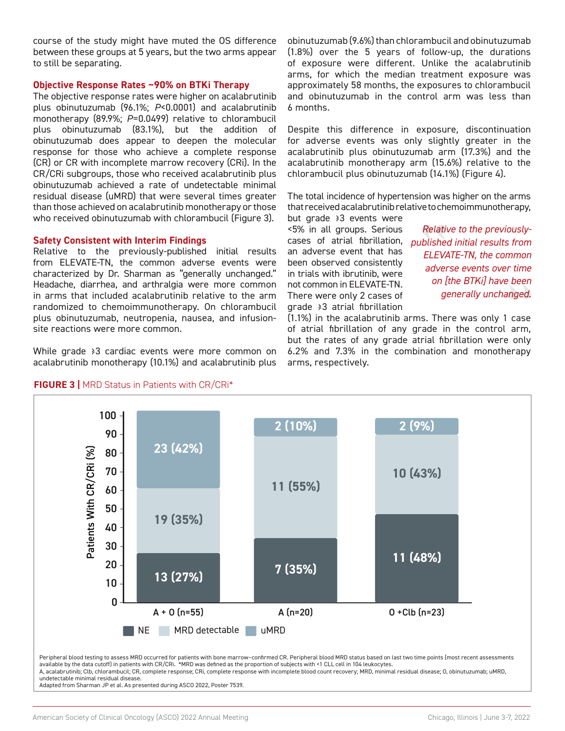course of the study might have muted the OS difference between these groups at 5 years, but the two arms appear to still be separating.

### Objective Response Rates ~90% on BTKi Therapy

The objective response rates were higher on acalabrutinib plus obinutuzumab (96.1%; *P*<0.0001) and acalabrutinib monotherapy (89.9%; *P*=0.0499) relative to chlorambucil plus obinutuzumab (83.1%), but the addition of obinutuzumab does appear to deepen the molecular response for those who achieve a complete response (CR) or CR with incomplete marrow recovery (CRi). In the CR/CRi subgroups, those who received acalabrutinib plus obinutuzumab achieved a rate of undetectable minimal residual disease (uMRD) that were several times greater than those achieved on acalabrutinib monotherapy or those who received obinutuzumab with chlorambucil (Figure 3).

### Safety Consistent with Interim Findings

Relative to the previously-published initial results from ELEVATE-TN, the common adverse events were characterized by Dr. Sharman as "generally unchanged." Headache, diarrhea, and arthralgia were more common in arms that included acalabrutinib relative to the arm randomized to chemoimmunotherapy. On chlorambucil plus obinutuzumab, neutropenia, nausea, and infusion-site reactions were more common.

While grade ≥3 cardiac events were more common on acalabrutinib monotherapy (10.1%) and acalabrutinib plus obinutuzumab (9.6%) than chlorambucil and obinutuzumab (1.8%) over the 5 years of follow-up, the durations of exposure were different. Unlike the acalabrutinib arms, for which the median treatment exposure was approximately 58 months, the exposures to chlorambucil and obinutuzumab in the control arm was less than 6 months.

Despite this difference in exposure, discontinuation for adverse events was only slightly greater in the acalabrutinib plus obinutuzumab arm (17.3%) and the acalabrutinib monotherapy arm (15.6%) relative to the chlorambucil plus obinutuzumab (14.1%) (Figure 4).

The total incidence of hypertension was higher on the arms that received acalabrutinib relative to chemoimmunotherapy, but grade ≥3 events were <5% in all groups. Serious cases of atrial fibrillation, an adverse event that has been observed consistently in trials with ibrutinib, were not common in ELEVATE-TN. There were only 2 cases of grade ≥3 atrial fibrillation (1.1%) in the acalabrutinib arms. There was only 1 case of atrial fibrillation of any grade in the control arm, but the rates of any grade atrial fibrillation were only 6.2% and 7.3% in the combination and monotherapy arms, respectively.

*Relative to the previously-published initial results from ELEVATE-TN, the common adverse events over time on [the BTKi] have been generally unchanged.*

**FIGURE 3 |** MRD Status in Patients with CR/CRi*

| | A + O (n=55) | A (n=20) | O +Clb (n=23) |
|---|---|---|---|
| uMRD | 23 (42%) | 2 (10%) | 2 (9%) |
| MRD detectable | 19 (35%) | 11 (55%) | 10 (43%) |
| NE | 13 (27%) | 7 (35%) | 11 (48%) |

Peripheral blood testing to assess MRD occurred for patients with bone marrow–confirmed CR. Peripheral blood MRD status based on last two time points (most recent assessments available by the data cutoff) in patients with CR/CRi. *MRD was defined as the proportion of subjects with <1 CLL cell in 104 leukocytes.
A, acalabrutinib; Clb, chlorambucil; CR, complete response; CRi, complete response with incomplete blood count recovery; MRD, minimal residual disease; O, obinutuzumab; uMRD, undetectable minimal residual disease.
Adapted from Sharman JP et al. As presented during ASCO 2022, Poster 7539.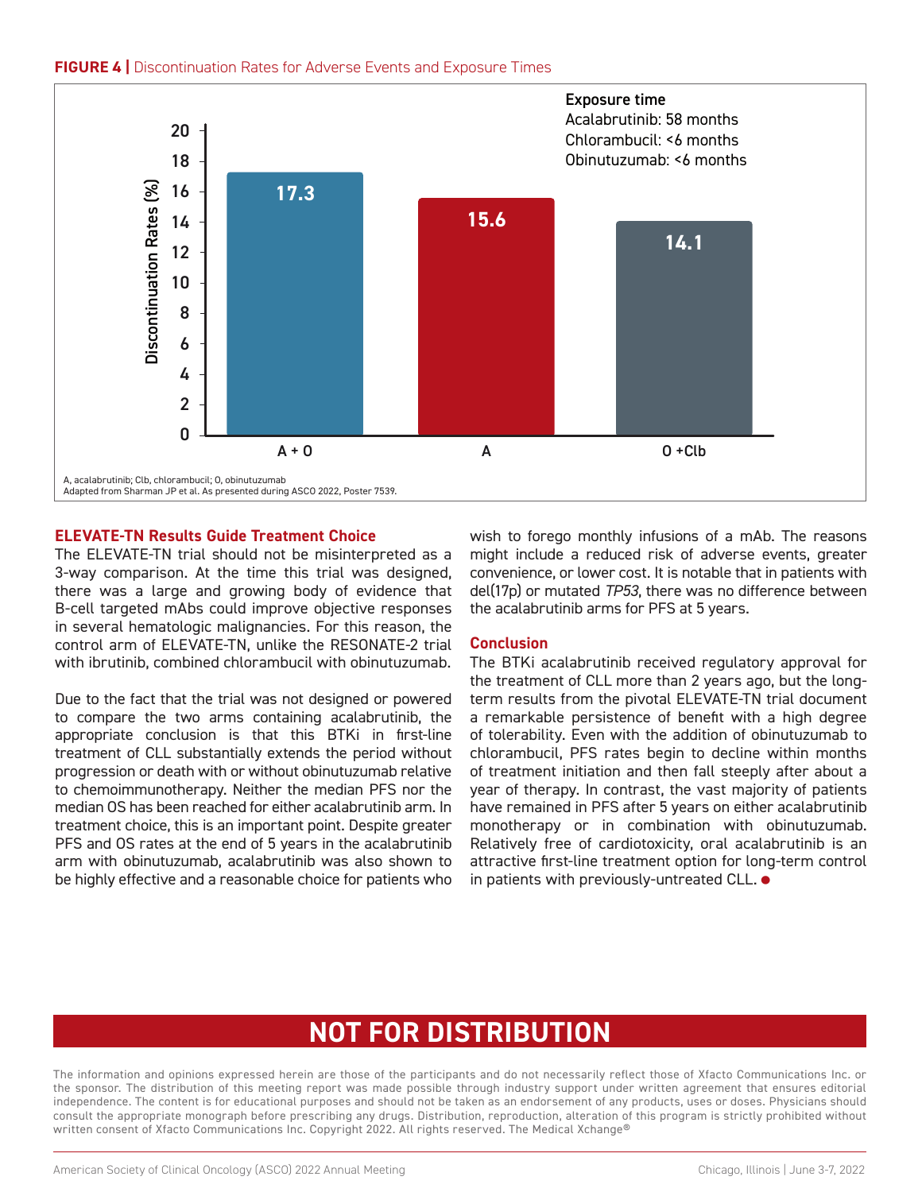**FIGURE 4 |** Discontinuation Rates for Adverse Events and Exposure Times

Exposure time
Acalabrutinib: 58 months
Chlorambucil: <6 months
Obinutuzumab: <6 months

Discontinuation Rates (%)

20
18
16
14
12
10
8
6
4
2
0

17.3
15.6
14.1

A + O
A
O +Clb

A, acalabrutinib; Clb, chlorambucil; O, obinutuzumab
Adapted from Sharman JP et al. As presented during ASCO 2022, Poster 7539.

## ELEVATE-TN Results Guide Treatment Choice

The ELEVATE-TN trial should not be misinterpreted as a 3-way comparison. At the time this trial was designed, there was a large and growing body of evidence that B-cell targeted mAbs could improve objective responses in several hematologic malignancies. For this reason, the control arm of ELEVATE-TN, unlike the RESONATE-2 trial with ibrutinib, combined chlorambucil with obinutuzumab.

Due to the fact that the trial was not designed or powered to compare the two arms containing acalabrutinib, the appropriate conclusion is that this BTKi in first-line treatment of CLL substantially extends the period without progression or death with or without obinutuzumab relative to chemoimmunotherapy. Neither the median PFS nor the median OS has been reached for either acalabrutinib arm. In treatment choice, this is an important point. Despite greater PFS and OS rates at the end of 5 years in the acalabrutinib arm with obinutuzumab, acalabrutinib was also shown to be highly effective and a reasonable choice for patients who wish to forego monthly infusions of a mAb. The reasons might include a reduced risk of adverse events, greater convenience, or lower cost. It is notable that in patients with del(17p) or mutated *TP53*, there was no difference between the acalabrutinib arms for PFS at 5 years.

## Conclusion

The BTKi acalabrutinib received regulatory approval for the treatment of CLL more than 2 years ago, but the long-term results from the pivotal ELEVATE-TN trial document a remarkable persistence of benefit with a high degree of tolerability. Even with the addition of obinutuzumab to chlorambucil, PFS rates begin to decline within months of treatment initiation and then fall steeply after about a year of therapy. In contrast, the vast majority of patients have remained in PFS after 5 years on either acalabrutinib monotherapy or in combination with obinutuzumab. Relatively free of cardiotoxicity, oral acalabrutinib is an attractive first-line treatment option for long-term control in patients with previously-untreated CLL. ●

**NOT FOR DISTRIBUTION**

The information and opinions expressed herein are those of the participants and do not necessarily reflect those of Xfacto Communications Inc. or the sponsor. The distribution of this meeting report was made possible through industry support under written agreement that ensures editorial independence. The content is for educational purposes and should not be taken as an endorsement of any products, uses or doses. Physicians should consult the appropriate monograph before prescribing any drugs. Distribution, reproduction, alteration of this program is strictly prohibited without written consent of Xfacto Communications Inc. Copyright 2022. All rights reserved. The Medical Xchange®